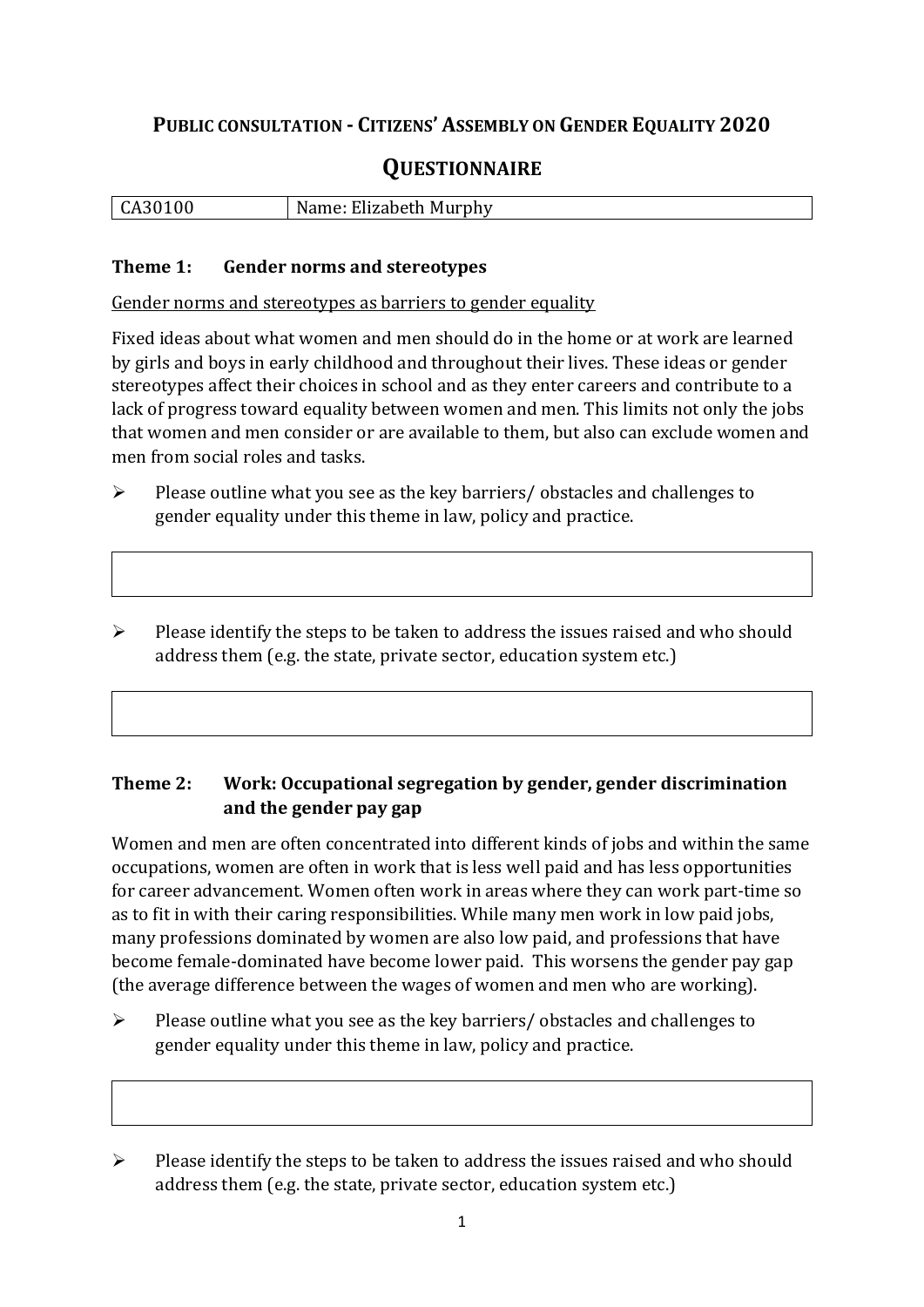# PUBLIC CONSULTATION - CITIZENS' ASSEMBLY ON GENDER EQUALITY 2020

## QUESTIONNAIRE

| CA30100 | Name: Elizabeth Murphy |
|---|---|

### Theme 1: Gender norms and stereotypes

Gender norms and stereotypes as barriers to gender equality

Fixed ideas about what women and men should do in the home or at work are learned by girls and boys in early childhood and throughout their lives. These ideas or gender stereotypes affect their choices in school and as they enter careers and contribute to a lack of progress toward equality between women and men. This limits not only the jobs that women and men consider or are available to them, but also can exclude women and men from social roles and tasks.

- Please outline what you see as the key barriers/ obstacles and challenges to gender equality under this theme in law, policy and practice.

| |
|---|

- Please identify the steps to be taken to address the issues raised and who should address them (e.g. the state, private sector, education system etc.)

| |
|---|

### Theme 2: Work: Occupational segregation by gender, gender discrimination and the gender pay gap

Women and men are often concentrated into different kinds of jobs and within the same occupations, women are often in work that is less well paid and has less opportunities for career advancement. Women often work in areas where they can work part-time so as to fit in with their caring responsibilities. While many men work in low paid jobs, many professions dominated by women are also low paid, and professions that have become female-dominated have become lower paid. This worsens the gender pay gap (the average difference between the wages of women and men who are working).

- Please outline what you see as the key barriers/ obstacles and challenges to gender equality under this theme in law, policy and practice.

| |
|---|

- Please identify the steps to be taken to address the issues raised and who should address them (e.g. the state, private sector, education system etc.)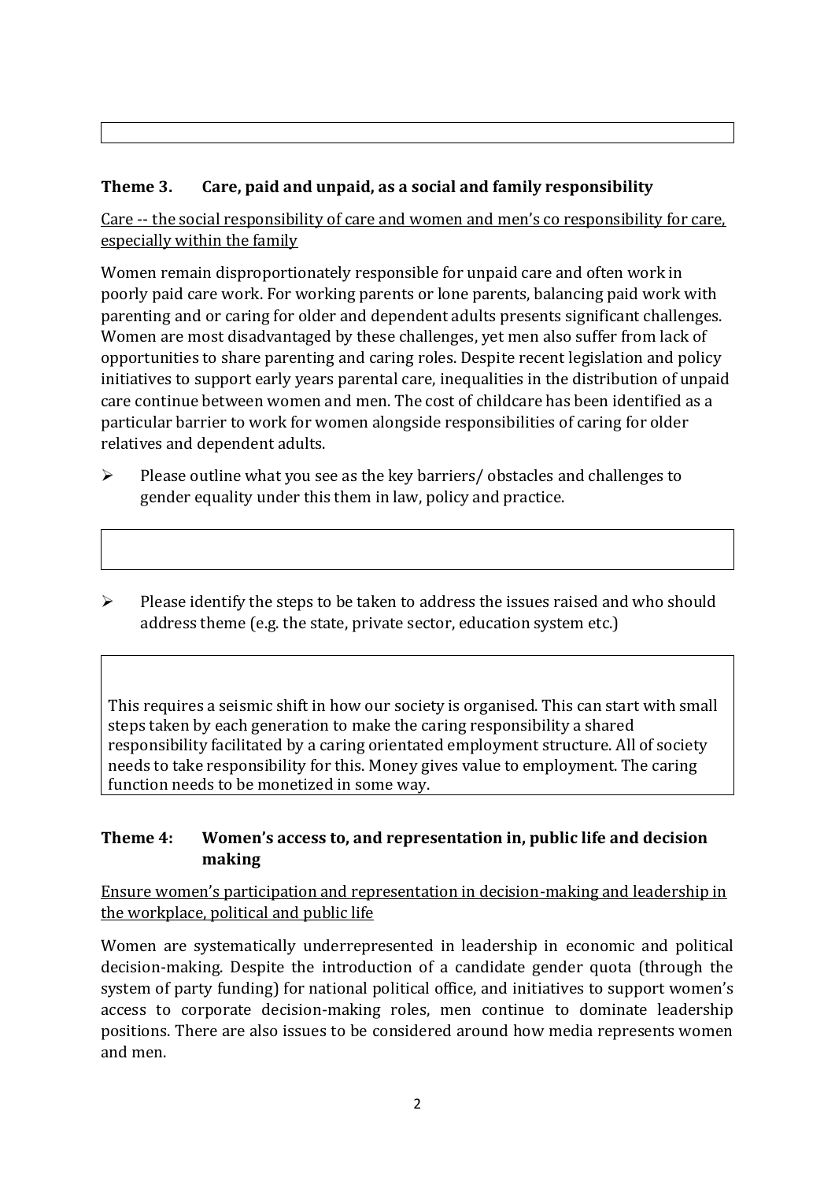## Theme 3. Care, paid and unpaid, as a social and family responsibility

<u>Care -- the social responsibility of care and women and men's co responsibility for care, especially within the family</u>

Women remain disproportionately responsible for unpaid care and often work in poorly paid care work. For working parents or lone parents, balancing paid work with parenting and or caring for older and dependent adults presents significant challenges. Women are most disadvantaged by these challenges, yet men also suffer from lack of opportunities to share parenting and caring roles. Despite recent legislation and policy initiatives to support early years parental care, inequalities in the distribution of unpaid care continue between women and men. The cost of childcare has been identified as a particular barrier to work for women alongside responsibilities of caring for older relatives and dependent adults.

- Please outline what you see as the key barriers/ obstacles and challenges to gender equality under this them in law, policy and practice.

- Please identify the steps to be taken to address the issues raised and who should address theme (e.g. the state, private sector, education system etc.)

This requires a seismic shift in how our society is organised. This can start with small steps taken by each generation to make the caring responsibility a shared responsibility facilitated by a caring orientated employment structure. All of society needs to take responsibility for this. Money gives value to employment. The caring function needs to be monetized in some way.

## Theme 4: Women's access to, and representation in, public life and decision making

<u>Ensure women's participation and representation in decision-making and leadership in the workplace, political and public life</u>

Women are systematically underrepresented in leadership in economic and political decision-making. Despite the introduction of a candidate gender quota (through the system of party funding) for national political office, and initiatives to support women's access to corporate decision-making roles, men continue to dominate leadership positions. There are also issues to be considered around how media represents women and men.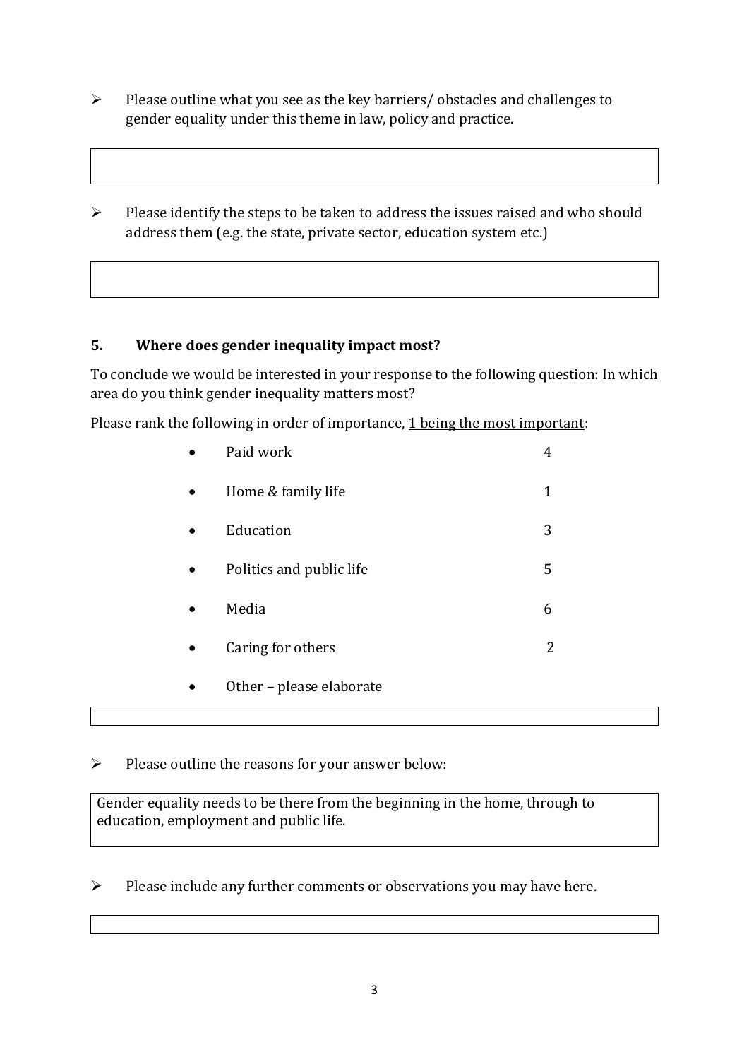- Please outline what you see as the key barriers/ obstacles and challenges to gender equality under this theme in law, policy and practice.

- Please identify the steps to be taken to address the issues raised and who should address them (e.g. the state, private sector, education system etc.)

## 5. Where does gender inequality impact most?

To conclude we would be interested in your response to the following question: In which area do you think gender inequality matters most?

Please rank the following in order of importance, 1 being the most important:

- Paid work 4
- Home & family life 1
- Education 3
- Politics and public life 5
- Media 6
- Caring for others 2
- Other – please elaborate

- Please outline the reasons for your answer below:

Gender equality needs to be there from the beginning in the home, through to education, employment and public life.

- Please include any further comments or observations you may have here.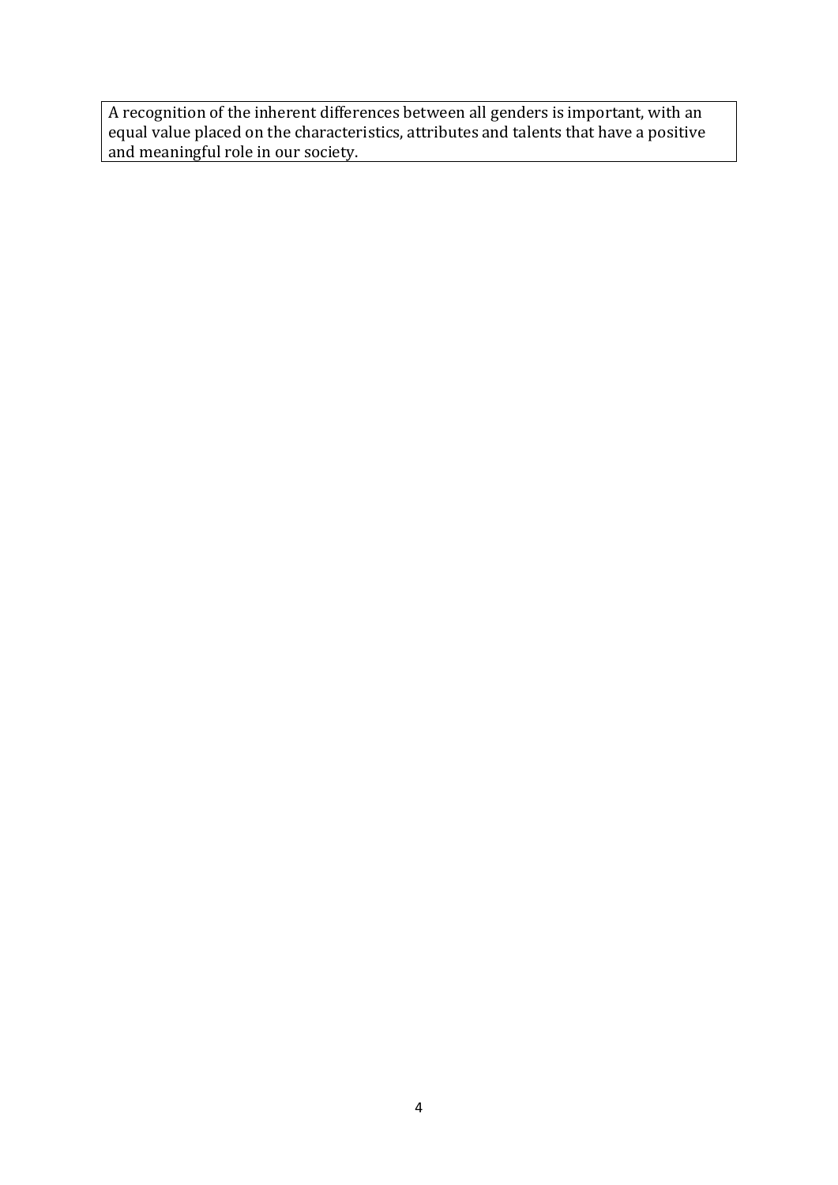A recognition of the inherent differences between all genders is important, with an equal value placed on the characteristics, attributes and talents that have a positive and meaningful role in our society.